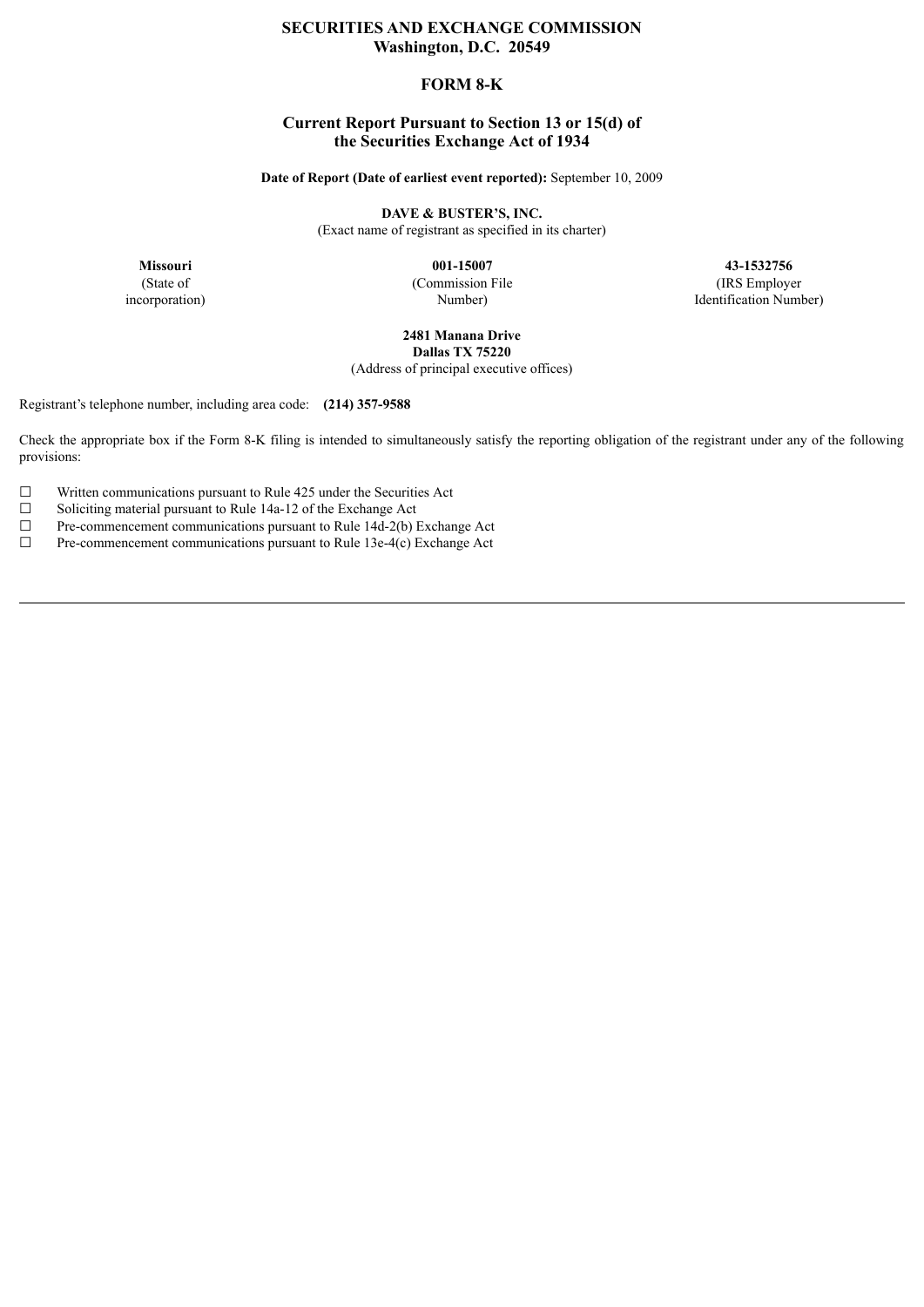# SECURITIES AND EXCHANGE COMMISSION
## Washington, D.C. 20549

## FORM 8-K

### Current Report Pursuant to Section 13 or 15(d) of the Securities Exchange Act of 1934

**Date of Report (Date of earliest event reported):** September 10, 2009

**DAVE & BUSTER'S, INC.**
(Exact name of registrant as specified in its charter)

| **Missouri** | **001-15007** | **43-1532756** |
|---|---|---|
| (State of incorporation) | (Commission File Number) | (IRS Employer Identification Number) |

**2481 Manana Drive**
**Dallas TX 75220**
(Address of principal executive offices)

Registrant's telephone number, including area code: **(214) 357-9588**

Check the appropriate box if the Form 8-K filing is intended to simultaneously satisfy the reporting obligation of the registrant under any of the following provisions:

☐ Written communications pursuant to Rule 425 under the Securities Act
☐ Soliciting material pursuant to Rule 14a-12 of the Exchange Act
☐ Pre-commencement communications pursuant to Rule 14d-2(b) Exchange Act
☐ Pre-commencement communications pursuant to Rule 13e-4(c) Exchange Act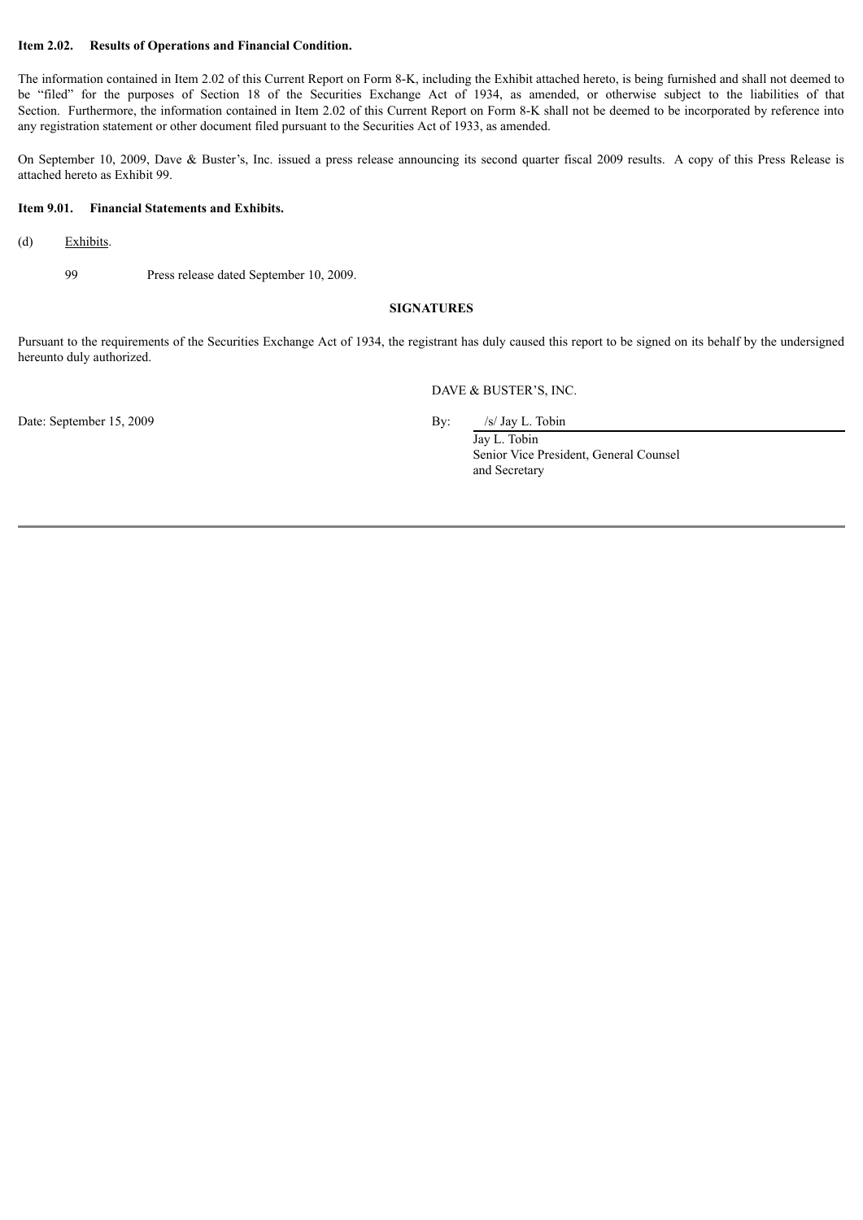**Item 2.02. Results of Operations and Financial Condition.**

The information contained in Item 2.02 of this Current Report on Form 8-K, including the Exhibit attached hereto, is being furnished and shall not deemed to be "filed" for the purposes of Section 18 of the Securities Exchange Act of 1934, as amended, or otherwise subject to the liabilities of that Section. Furthermore, the information contained in Item 2.02 of this Current Report on Form 8-K shall not be deemed to be incorporated by reference into any registration statement or other document filed pursuant to the Securities Act of 1933, as amended.

On September 10, 2009, Dave & Buster's, Inc. issued a press release announcing its second quarter fiscal 2009 results. A copy of this Press Release is attached hereto as Exhibit 99.

**Item 9.01. Financial Statements and Exhibits.**

(d) Exhibits.

99 Press release dated September 10, 2009.

**SIGNATURES**

Pursuant to the requirements of the Securities Exchange Act of 1934, the registrant has duly caused this report to be signed on its behalf by the undersigned hereunto duly authorized.

DAVE & BUSTER'S, INC.

Date: September 15, 2009

By: /s/ Jay L. Tobin
Jay L. Tobin
Senior Vice President, General Counsel and Secretary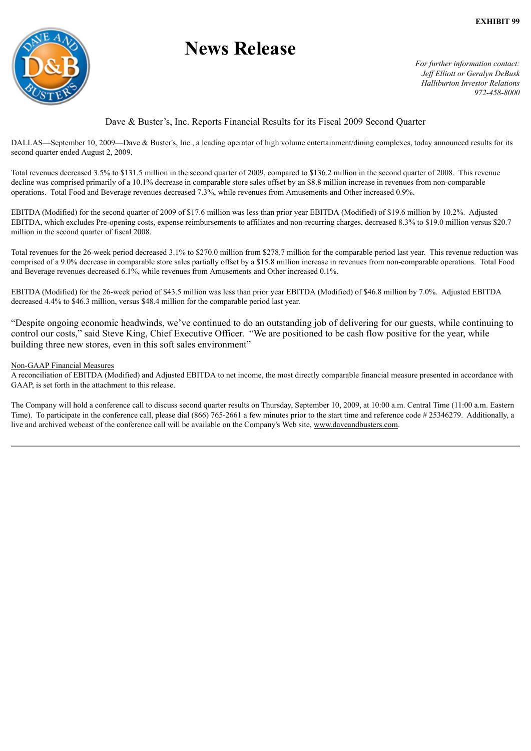**EXHIBIT 99**

# News Release

*For further information contact:*
*Jeff Elliott or Geralyn DeBusk*
*Halliburton Investor Relations*
*972-458-8000*

Dave & Buster's, Inc. Reports Financial Results for its Fiscal 2009 Second Quarter

DALLAS—September 10, 2009—Dave & Buster's, Inc., a leading operator of high volume entertainment/dining complexes, today announced results for its second quarter ended August 2, 2009.

Total revenues decreased 3.5% to $131.5 million in the second quarter of 2009, compared to $136.2 million in the second quarter of 2008. This revenue decline was comprised primarily of a 10.1% decrease in comparable store sales offset by an $8.8 million increase in revenues from non-comparable operations. Total Food and Beverage revenues decreased 7.3%, while revenues from Amusements and Other increased 0.9%.

EBITDA (Modified) for the second quarter of 2009 of $17.6 million was less than prior year EBITDA (Modified) of $19.6 million by 10.2%. Adjusted EBITDA, which excludes Pre-opening costs, expense reimbursements to affiliates and non-recurring charges, decreased 8.3% to $19.0 million versus $20.7 million in the second quarter of fiscal 2008.

Total revenues for the 26-week period decreased 3.1% to $270.0 million from $278.7 million for the comparable period last year. This revenue reduction was comprised of a 9.0% decrease in comparable store sales partially offset by a $15.8 million increase in revenues from non-comparable operations. Total Food and Beverage revenues decreased 6.1%, while revenues from Amusements and Other increased 0.1%.

EBITDA (Modified) for the 26-week period of $43.5 million was less than prior year EBITDA (Modified) of $46.8 million by 7.0%. Adjusted EBITDA decreased 4.4% to $46.3 million, versus $48.4 million for the comparable period last year.

"Despite ongoing economic headwinds, we've continued to do an outstanding job of delivering for our guests, while continuing to control our costs," said Steve King, Chief Executive Officer. "We are positioned to be cash flow positive for the year, while building three new stores, even in this soft sales environment"

Non-GAAP Financial Measures
A reconciliation of EBITDA (Modified) and Adjusted EBITDA to net income, the most directly comparable financial measure presented in accordance with GAAP, is set forth in the attachment to this release.

The Company will hold a conference call to discuss second quarter results on Thursday, September 10, 2009, at 10:00 a.m. Central Time (11:00 a.m. Eastern Time). To participate in the conference call, please dial (866) 765-2661 a few minutes prior to the start time and reference code # 25346279. Additionally, a live and archived webcast of the conference call will be available on the Company's Web site, www.daveandbusters.com.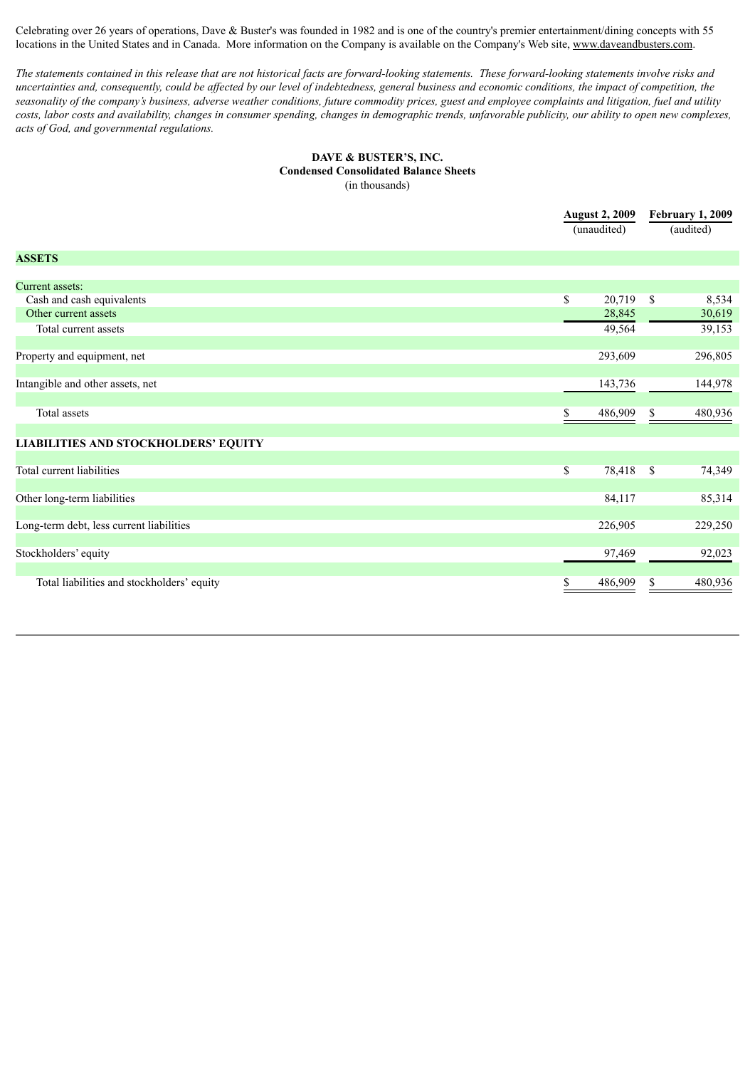Celebrating over 26 years of operations, Dave & Buster's was founded in 1982 and is one of the country's premier entertainment/dining concepts with 55 locations in the United States and in Canada. More information on the Company is available on the Company's Web site, www.daveandbusters.com.

*The statements contained in this release that are not historical facts are forward-looking statements. These forward-looking statements involve risks and uncertainties and, consequently, could be affected by our level of indebtedness, general business and economic conditions, the impact of competition, the seasonality of the company's business, adverse weather conditions, future commodity prices, guest and employee complaints and litigation, fuel and utility costs, labor costs and availability, changes in consumer spending, changes in demographic trends, unfavorable publicity, our ability to open new complexes, acts of God, and governmental regulations.*

**DAVE & BUSTER'S, INC.**
**Condensed Consolidated Balance Sheets**
(in thousands)

| | August 2, 2009 (unaudited) | February 1, 2009 (audited) |
|---|---|---|
| **ASSETS** | | |
| Current assets: | | |
| Cash and cash equivalents | $ 20,719 | $ 8,534 |
| Other current assets | 28,845 | 30,619 |
| Total current assets | 49,564 | 39,153 |
| Property and equipment, net | 293,609 | 296,805 |
| Intangible and other assets, net | 143,736 | 144,978 |
| Total assets | $ 486,909 | $ 480,936 |
| **LIABILITIES AND STOCKHOLDERS' EQUITY** | | |
| Total current liabilities | $ 78,418 | $ 74,349 |
| Other long-term liabilities | 84,117 | 85,314 |
| Long-term debt, less current liabilities | 226,905 | 229,250 |
| Stockholders' equity | 97,469 | 92,023 |
| Total liabilities and stockholders' equity | $ 486,909 | $ 480,936 |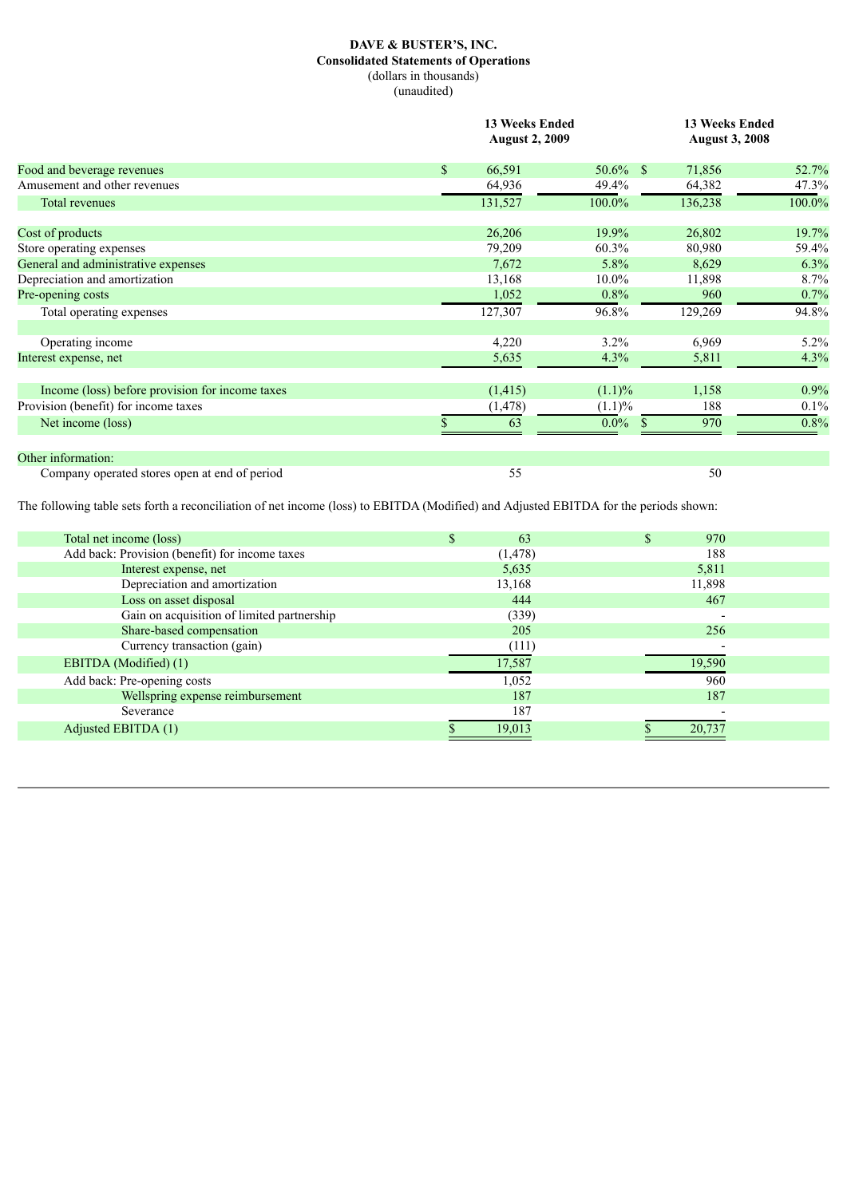**DAVE & BUSTER'S, INC.**
**Consolidated Statements of Operations**
(dollars in thousands)
(unaudited)

| | 13 Weeks Ended August 2, 2009 | | 13 Weeks Ended August 3, 2008 | |
|---|---|---|---|---|
| Food and beverage revenues | $ 66,591 | 50.6% | $ 71,856 | 52.7% |
| Amusement and other revenues | 64,936 | 49.4% | 64,382 | 47.3% |
| Total revenues | 131,527 | 100.0% | 136,238 | 100.0% |
| | | | | |
| Cost of products | 26,206 | 19.9% | 26,802 | 19.7% |
| Store operating expenses | 79,209 | 60.3% | 80,980 | 59.4% |
| General and administrative expenses | 7,672 | 5.8% | 8,629 | 6.3% |
| Depreciation and amortization | 13,168 | 10.0% | 11,898 | 8.7% |
| Pre-opening costs | 1,052 | 0.8% | 960 | 0.7% |
| Total operating expenses | 127,307 | 96.8% | 129,269 | 94.8% |
| | | | | |
| Operating income | 4,220 | 3.2% | 6,969 | 5.2% |
| Interest expense, net | 5,635 | 4.3% | 5,811 | 4.3% |
| | | | | |
| Income (loss) before provision for income taxes | (1,415) | (1.1)% | 1,158 | 0.9% |
| Provision (benefit) for income taxes | (1,478) | (1.1)% | 188 | 0.1% |
| Net income (loss) | $ 63 | 0.0% | $ 970 | 0.8% |
| | | | | |
| Other information: | | | | |
| Company operated stores open at end of period | 55 | | 50 | |

The following table sets forth a reconciliation of net income (loss) to EBITDA (Modified) and Adjusted EBITDA for the periods shown:

| | 13 Weeks Ended August 2, 2009 | 13 Weeks Ended August 3, 2008 |
|---|---|---|
| Total net income (loss) | $ 63 | $ 970 |
| Add back: Provision (benefit) for income taxes | (1,478) | 188 |
| Interest expense, net | 5,635 | 5,811 |
| Depreciation and amortization | 13,168 | 11,898 |
| Loss on asset disposal | 444 | 467 |
| Gain on acquisition of limited partnership | (339) | - |
| Share-based compensation | 205 | 256 |
| Currency transaction (gain) | (111) | - |
| EBITDA (Modified) (1) | 17,587 | 19,590 |
| Add back: Pre-opening costs | 1,052 | 960 |
| Wellspring expense reimbursement | 187 | 187 |
| Severance | 187 | - |
| Adjusted EBITDA (1) | $ 19,013 | $ 20,737 |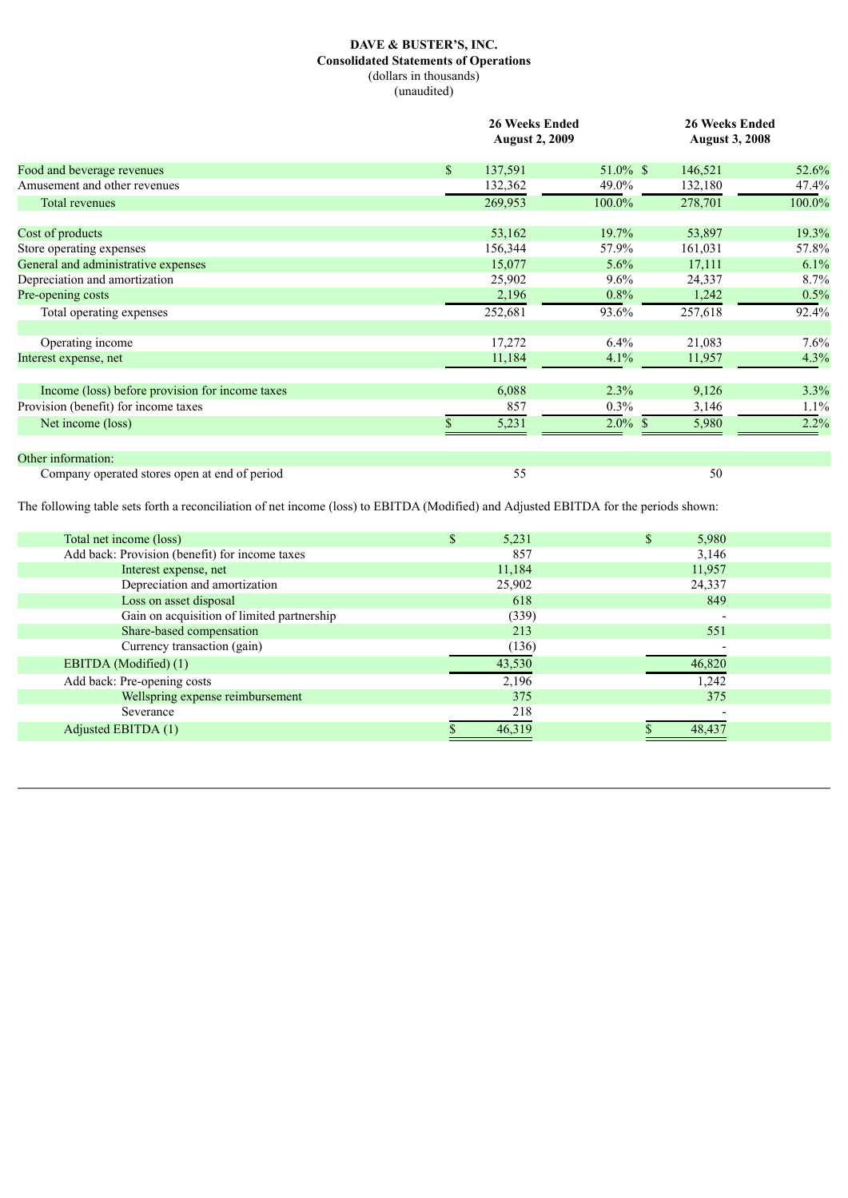**DAVE & BUSTER'S, INC.**
**Consolidated Statements of Operations**
(dollars in thousands)
(unaudited)

| | 26 Weeks Ended August 2, 2009 | | 26 Weeks Ended August 3, 2008 | |
|---|---|---|---|---|
| Food and beverage revenues | $ 137,591 | 51.0% | $ 146,521 | 52.6% |
| Amusement and other revenues | 132,362 | 49.0% | 132,180 | 47.4% |
| Total revenues | 269,953 | 100.0% | 278,701 | 100.0% |
| | | | | |
| Cost of products | 53,162 | 19.7% | 53,897 | 19.3% |
| Store operating expenses | 156,344 | 57.9% | 161,031 | 57.8% |
| General and administrative expenses | 15,077 | 5.6% | 17,111 | 6.1% |
| Depreciation and amortization | 25,902 | 9.6% | 24,337 | 8.7% |
| Pre-opening costs | 2,196 | 0.8% | 1,242 | 0.5% |
| Total operating expenses | 252,681 | 93.6% | 257,618 | 92.4% |
| | | | | |
| Operating income | 17,272 | 6.4% | 21,083 | 7.6% |
| Interest expense, net | 11,184 | 4.1% | 11,957 | 4.3% |
| | | | | |
| Income (loss) before provision for income taxes | 6,088 | 2.3% | 9,126 | 3.3% |
| Provision (benefit) for income taxes | 857 | 0.3% | 3,146 | 1.1% |
| Net income (loss) | $ 5,231 | 2.0% | $ 5,980 | 2.2% |
| | | | | |
| Other information: | | | | |
| Company operated stores open at end of period | 55 | | 50 | |

The following table sets forth a reconciliation of net income (loss) to EBITDA (Modified) and Adjusted EBITDA for the periods shown:

| | 26 Weeks Ended August 2, 2009 | 26 Weeks Ended August 3, 2008 |
|---|---|---|
| Total net income (loss) | $ 5,231 | $ 5,980 |
| Add back: Provision (benefit) for income taxes | 857 | 3,146 |
| Interest expense, net | 11,184 | 11,957 |
| Depreciation and amortization | 25,902 | 24,337 |
| Loss on asset disposal | 618 | 849 |
| Gain on acquisition of limited partnership | (339) | - |
| Share-based compensation | 213 | 551 |
| Currency transaction (gain) | (136) | - |
| EBITDA (Modified) (1) | 43,530 | 46,820 |
| Add back: Pre-opening costs | 2,196 | 1,242 |
| Wellspring expense reimbursement | 375 | 375 |
| Severance | 218 | - |
| Adjusted EBITDA (1) | $ 46,319 | $ 48,437 |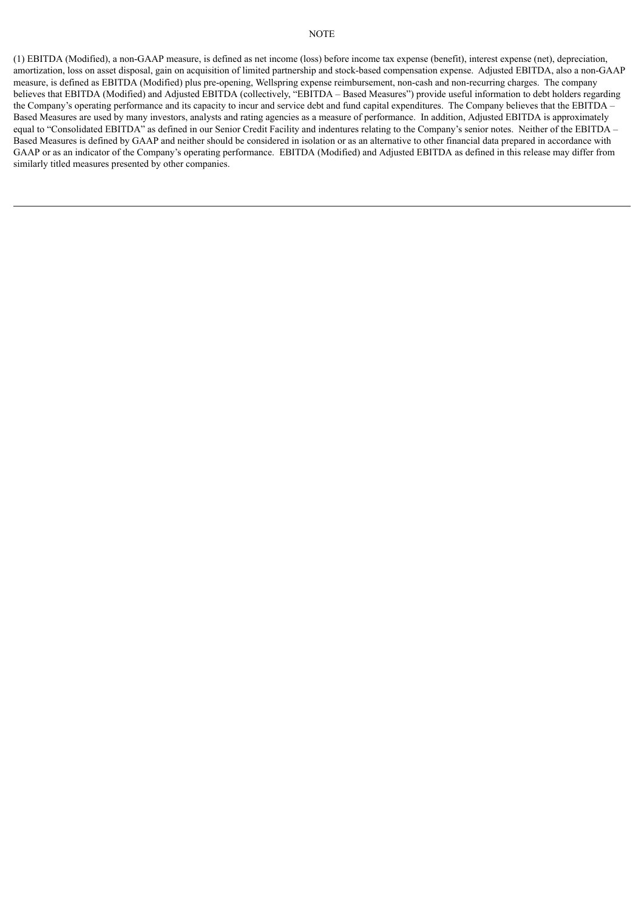NOTE

(1) EBITDA (Modified), a non-GAAP measure, is defined as net income (loss) before income tax expense (benefit), interest expense (net), depreciation, amortization, loss on asset disposal, gain on acquisition of limited partnership and stock-based compensation expense. Adjusted EBITDA, also a non-GAAP measure, is defined as EBITDA (Modified) plus pre-opening, Wellspring expense reimbursement, non-cash and non-recurring charges. The company believes that EBITDA (Modified) and Adjusted EBITDA (collectively, "EBITDA – Based Measures") provide useful information to debt holders regarding the Company's operating performance and its capacity to incur and service debt and fund capital expenditures. The Company believes that the EBITDA – Based Measures are used by many investors, analysts and rating agencies as a measure of performance. In addition, Adjusted EBITDA is approximately equal to "Consolidated EBITDA" as defined in our Senior Credit Facility and indentures relating to the Company's senior notes. Neither of the EBITDA – Based Measures is defined by GAAP and neither should be considered in isolation or as an alternative to other financial data prepared in accordance with GAAP or as an indicator of the Company's operating performance. EBITDA (Modified) and Adjusted EBITDA as defined in this release may differ from similarly titled measures presented by other companies.